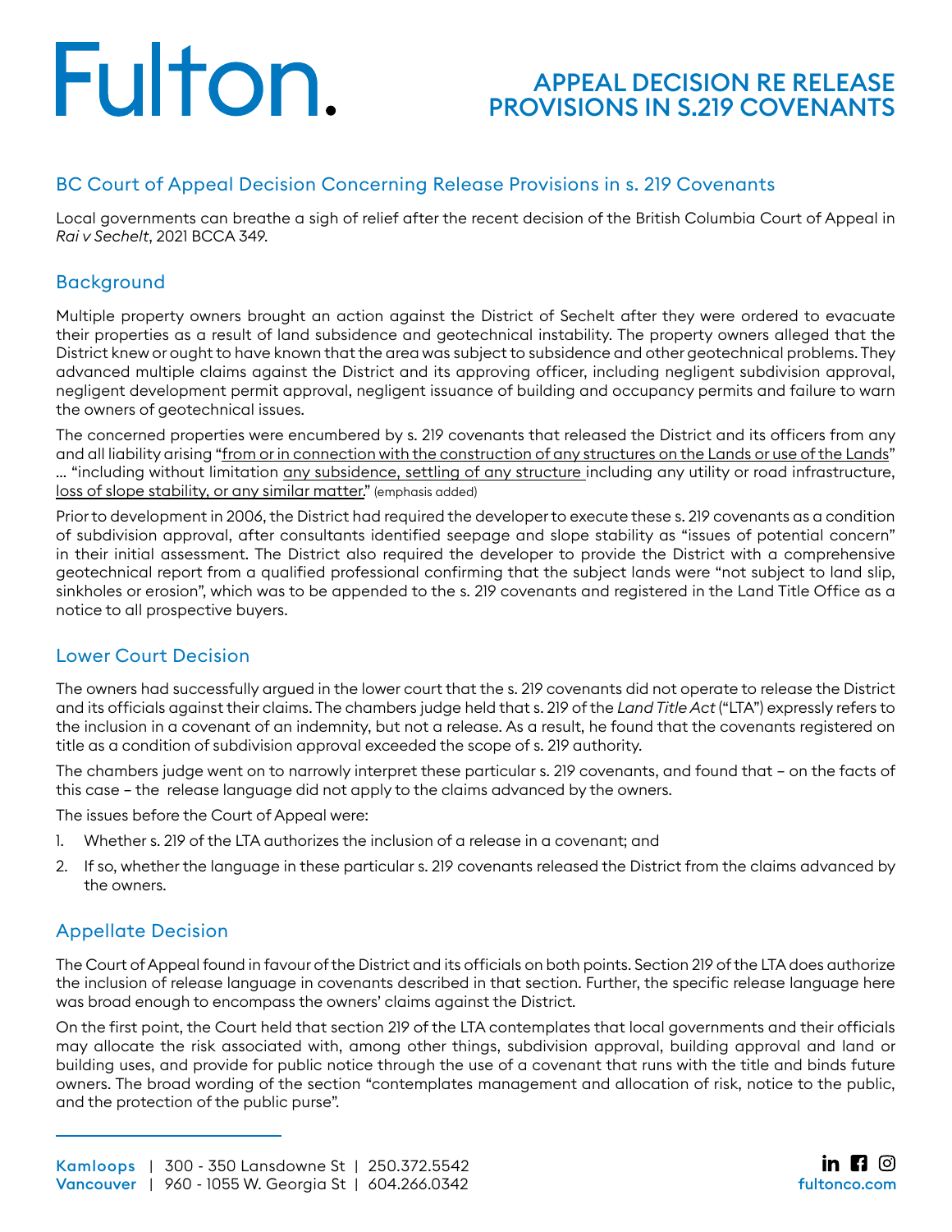# APPEAL DECISION RE RELEASE PROVISIONS IN S.219 COVENANTS

## BC Court of Appeal Decision Concerning Release Provisions in s. 219 Covenants

Local governments can breathe a sigh of relief after the recent decision of the British Columbia Court of Appeal in *Rai v Sechelt*, 2021 BCCA 349.

## Background

Multiple property owners brought an action against the District of Sechelt after they were ordered to evacuate their properties as a result of land subsidence and geotechnical instability. The property owners alleged that the District knew or ought to have known that the area was subject to subsidence and other geotechnical problems. They advanced multiple claims against the District and its approving officer, including negligent subdivision approval, negligent development permit approval, negligent issuance of building and occupancy permits and failure to warn the owners of geotechnical issues.

The concerned properties were encumbered by s. 219 covenants that released the District and its officers from any and all liability arising "<u>from or in connection with the construction of any structures on the Lands or use of the Lands</u>" … "including without limitation <u>any subsidence, settling of any structure</u> including any utility or road infrastructure, <u>loss of slope stability, or any similar matter</u>." (emphasis added)

Prior to development in 2006, the District had required the developer to execute these s. 219 covenants as a condition of subdivision approval, after consultants identified seepage and slope stability as "issues of potential concern" in their initial assessment. The District also required the developer to provide the District with a comprehensive geotechnical report from a qualified professional confirming that the subject lands were "not subject to land slip, sinkholes or erosion", which was to be appended to the s. 219 covenants and registered in the Land Title Office as a notice to all prospective buyers.

## Lower Court Decision

The owners had successfully argued in the lower court that the s. 219 covenants did not operate to release the District and its officials against their claims. The chambers judge held that s. 219 of the *Land Title Act* ("LTA") expressly refers to the inclusion in a covenant of an indemnity, but not a release. As a result, he found that the covenants registered on title as a condition of subdivision approval exceeded the scope of s. 219 authority.

The chambers judge went on to narrowly interpret these particular s. 219 covenants, and found that – on the facts of this case – the release language did not apply to the claims advanced by the owners.

The issues before the Court of Appeal were:

1. Whether s. 219 of the LTA authorizes the inclusion of a release in a covenant; and
2. If so, whether the language in these particular s. 219 covenants released the District from the claims advanced by the owners.

## Appellate Decision

The Court of Appeal found in favour of the District and its officials on both points. Section 219 of the LTA does authorize the inclusion of release language in covenants described in that section. Further, the specific release language here was broad enough to encompass the owners' claims against the District.

On the first point, the Court held that section 219 of the LTA contemplates that local governments and their officials may allocate the risk associated with, among other things, subdivision approval, building approval and land or building uses, and provide for public notice through the use of a covenant that runs with the title and binds future owners. The broad wording of the section "contemplates management and allocation of risk, notice to the public, and the protection of the public purse".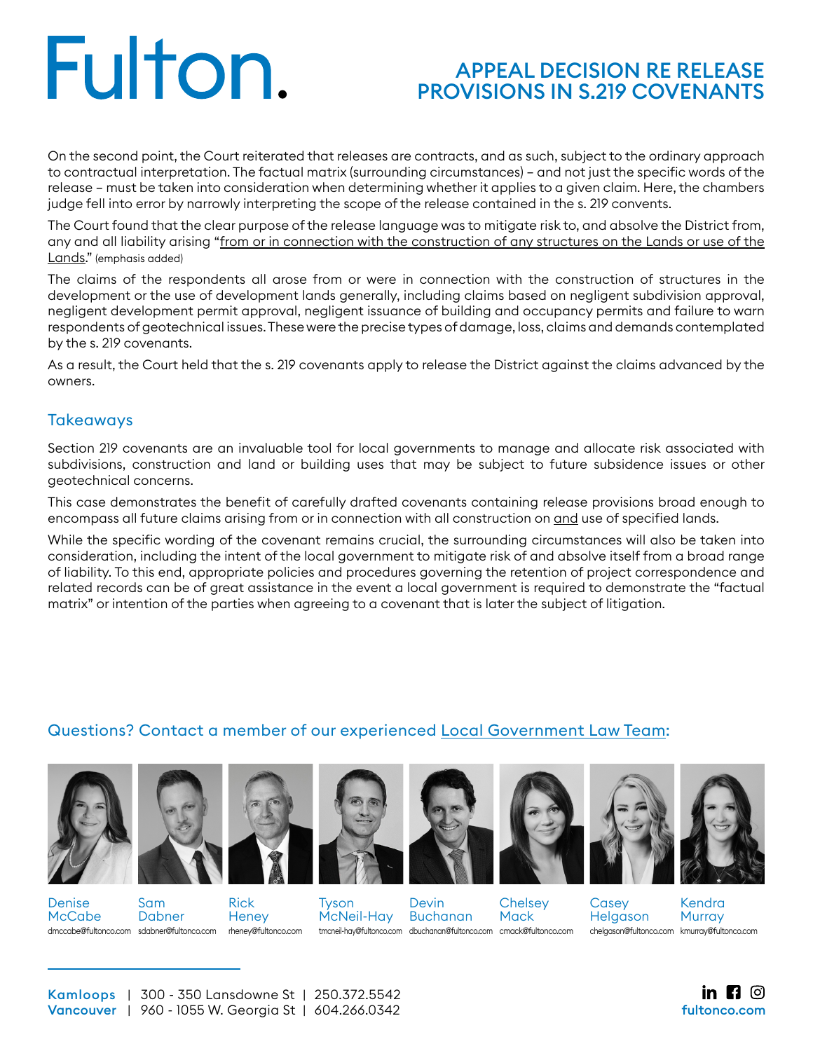On the second point, the Court reiterated that releases are contracts, and as such, subject to the ordinary approach to contractual interpretation. The factual matrix (surrounding circumstances) – and not just the specific words of the release – must be taken into consideration when determining whether it applies to a given claim. Here, the chambers judge fell into error by narrowly interpreting the scope of the release contained in the s. 219 convents.

The Court found that the clear purpose of the release language was to mitigate risk to, and absolve the District from, any and all liability arising "from or in connection with the construction of any structures on the Lands or use of the Lands." (emphasis added)

The claims of the respondents all arose from or were in connection with the construction of structures in the development or the use of development lands generally, including claims based on negligent subdivision approval, negligent development permit approval, negligent issuance of building and occupancy permits and failure to warn respondents of geotechnical issues. These were the precise types of damage, loss, claims and demands contemplated by the s. 219 covenants.

As a result, the Court held that the s. 219 covenants apply to release the District against the claims advanced by the owners.

## Takeaways

Section 219 covenants are an invaluable tool for local governments to manage and allocate risk associated with subdivisions, construction and land or building uses that may be subject to future subsidence issues or other geotechnical concerns.

This case demonstrates the benefit of carefully drafted covenants containing release provisions broad enough to encompass all future claims arising from or in connection with all construction on and use of specified lands.

While the specific wording of the covenant remains crucial, the surrounding circumstances will also be taken into consideration, including the intent of the local government to mitigate risk of and absolve itself from a broad range of liability. To this end, appropriate policies and procedures governing the retention of project correspondence and related records can be of great assistance in the event a local government is required to demonstrate the "factual matrix" or intention of the parties when agreeing to a covenant that is later the subject of litigation.

## Questions? Contact a member of our experienced Local Government Law Team:

Denise McCabe – dmccabe@fultonco.com

Sam Dabner – sdabner@fultonco.com

Rick Heney – rheney@fultonco.com

Tyson McNeil-Hay – tmcneil-hay@fultonco.com

Devin Buchanan – dbuchanan@fultonco.com

Chelsey Mack – cmack@fultonco.com

Casey Helgason – chelgason@fultonco.com

Kendra Murray – kmurray@fultonco.com

**Kamloops** | 300 - 350 Lansdowne St | 250.372.5542
**Vancouver** | 960 - 1055 W. Georgia St | 604.266.0342

fultonco.com